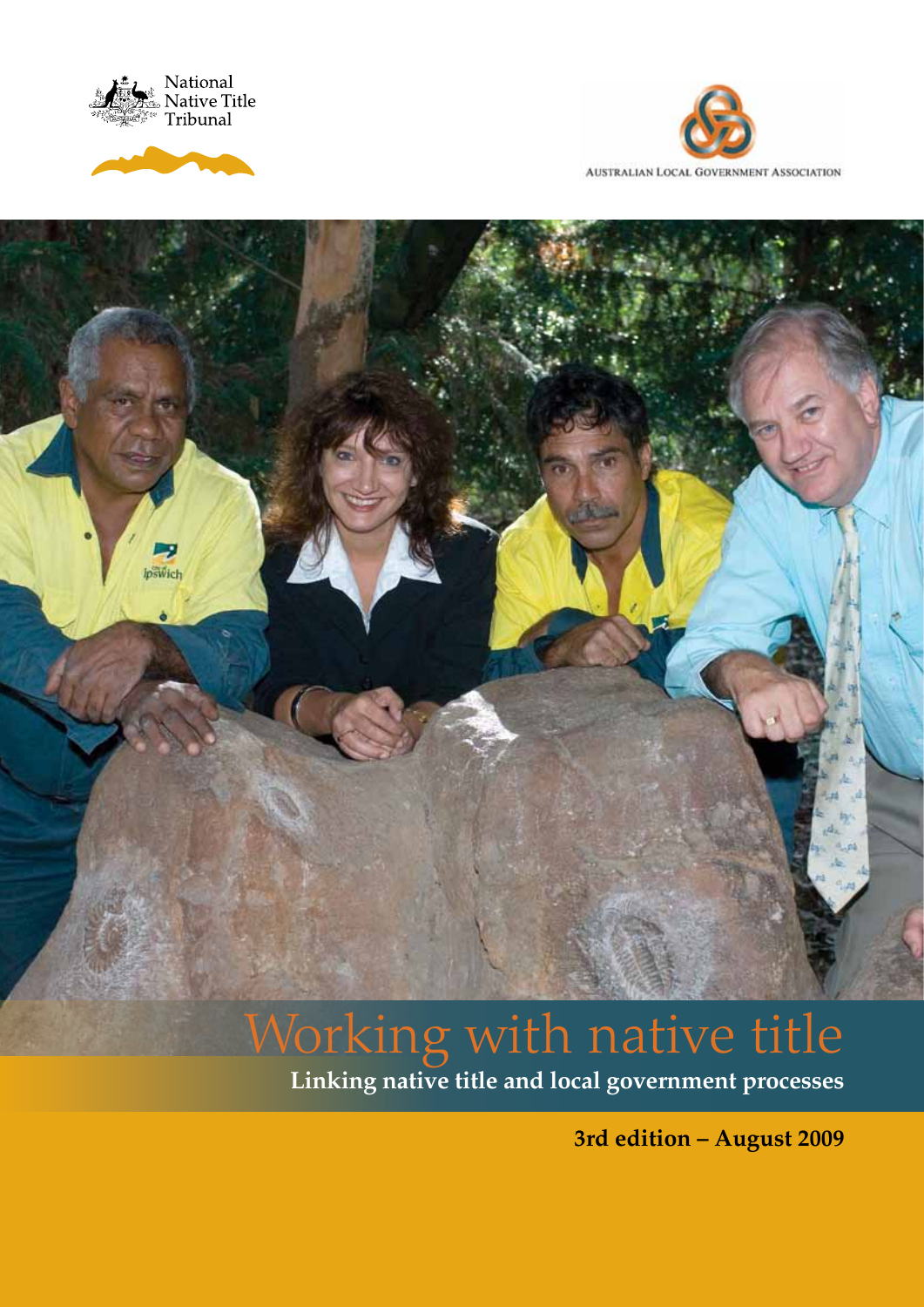National Native Title Tribunal

Australian Local Government Association

# Working with native title

**Linking native title and local government processes**

**3rd edition – August 2009**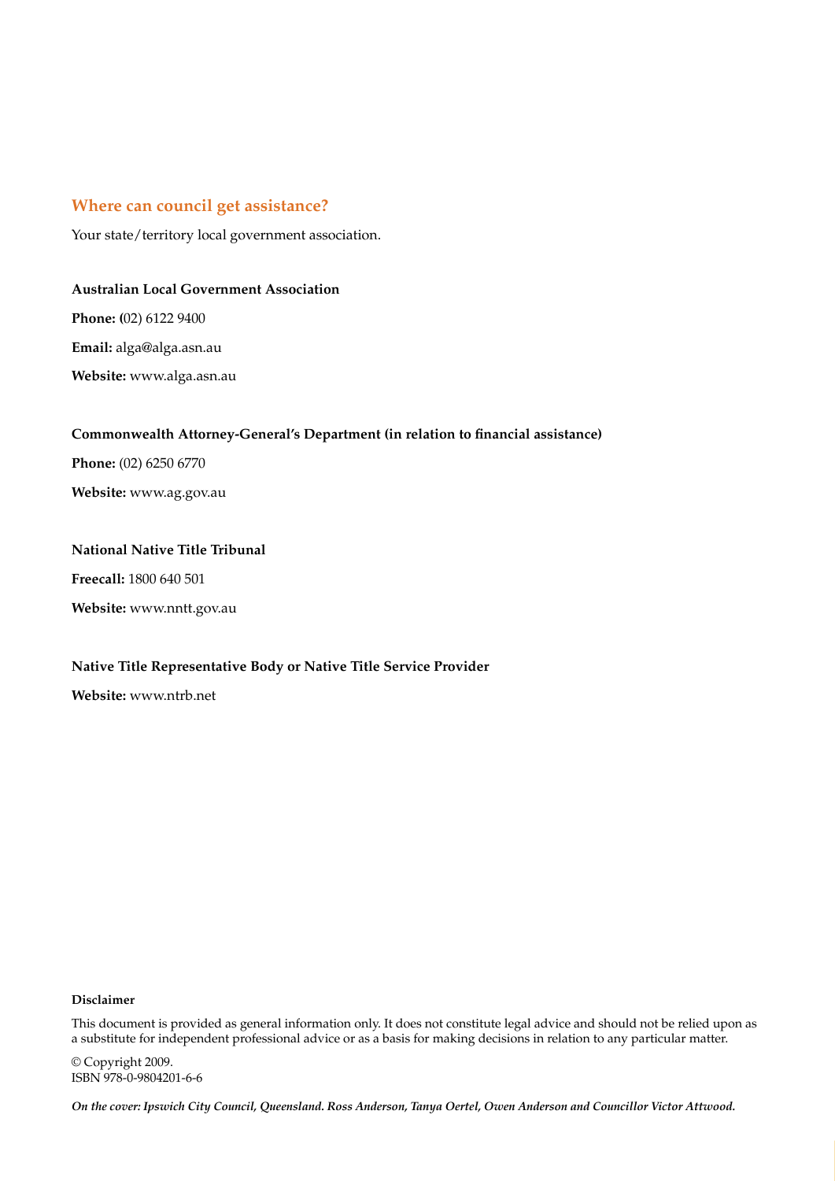## Where can council get assistance?

Your state/territory local government association.

**Australian Local Government Association**

**Phone:** (02) 6122 9400

**Email:** alga@alga.asn.au

**Website:** www.alga.asn.au

**Commonwealth Attorney-General's Department (in relation to financial assistance)**

**Phone:** (02) 6250 6770

**Website:** www.ag.gov.au

**National Native Title Tribunal**

**Freecall:** 1800 640 501

**Website:** www.nntt.gov.au

**Native Title Representative Body or Native Title Service Provider**

**Website:** www.ntrb.net

**Disclaimer**

This document is provided as general information only. It does not constitute legal advice and should not be relied upon as a substitute for independent professional advice or as a basis for making decisions in relation to any particular matter.

© Copyright 2009.
ISBN 978-0-9804201-6-6

***On the cover: Ipswich City Council, Queensland. Ross Anderson, Tanya Oertel, Owen Anderson and Councillor Victor Attwood.***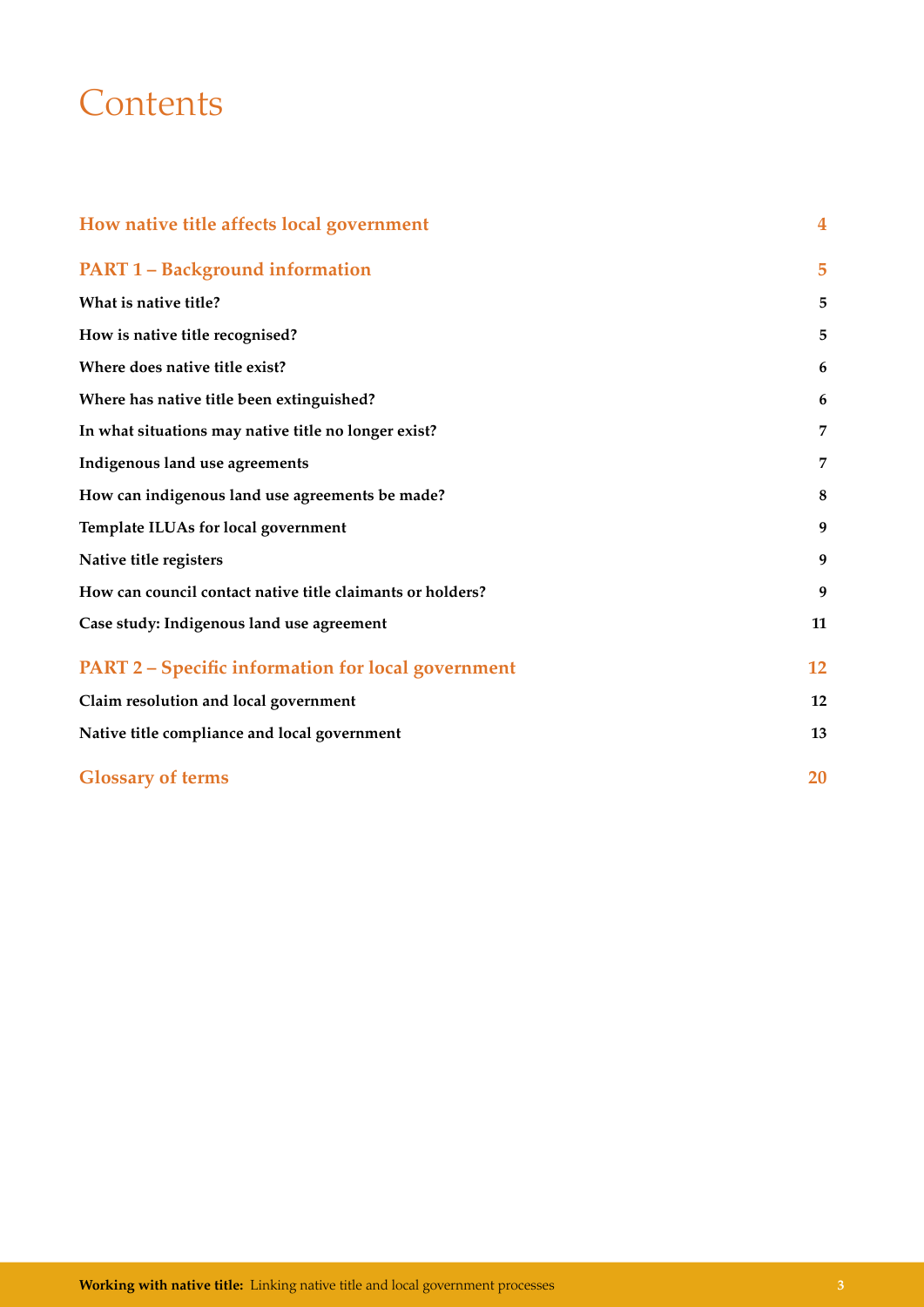# Contents

| | |
|---|---|
| **How native title affects local government** | **4** |
| **PART 1 – Background information** | **5** |
| **What is native title?** | **5** |
| **How is native title recognised?** | **5** |
| **Where does native title exist?** | **6** |
| **Where has native title been extinguished?** | **6** |
| **In what situations may native title no longer exist?** | **7** |
| **Indigenous land use agreements** | **7** |
| **How can indigenous land use agreements be made?** | **8** |
| **Template ILUAs for local government** | **9** |
| **Native title registers** | **9** |
| **How can council contact native title claimants or holders?** | **9** |
| **Case study: Indigenous land use agreement** | **11** |
| **PART 2 – Specific information for local government** | **12** |
| **Claim resolution and local government** | **12** |
| **Native title compliance and local government** | **13** |
| **Glossary of terms** | **20** |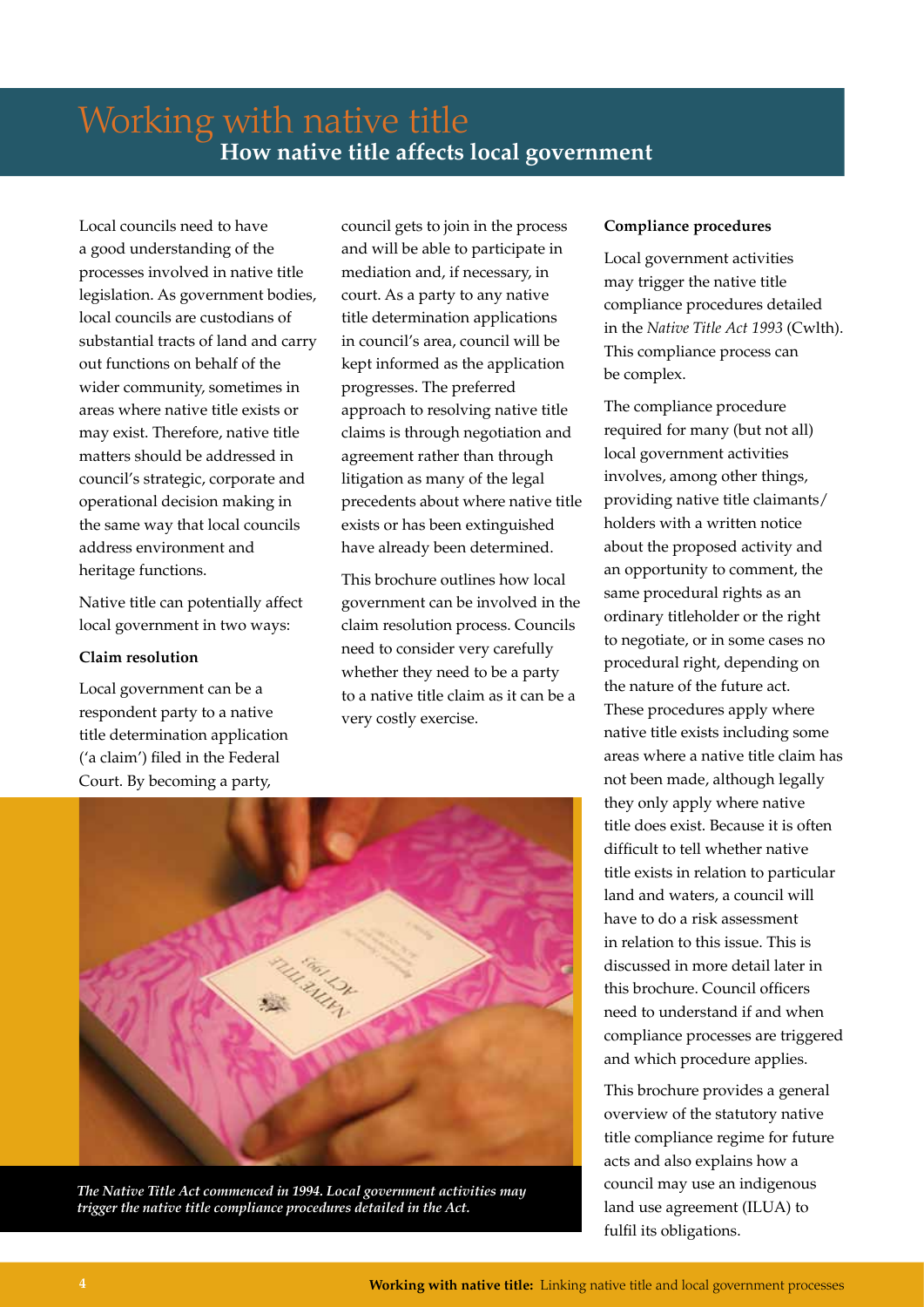# Working with native title

## How native title affects local government

Local councils need to have a good understanding of the processes involved in native title legislation. As government bodies, local councils are custodians of substantial tracts of land and carry out functions on behalf of the wider community, sometimes in areas where native title exists or may exist. Therefore, native title matters should be addressed in council's strategic, corporate and operational decision making in the same way that local councils address environment and heritage functions.

Native title can potentially affect local government in two ways:

**Claim resolution**

Local government can be a respondent party to a native title determination application ('a claim') filed in the Federal Court. By becoming a party, council gets to join in the process and will be able to participate in mediation and, if necessary, in court. As a party to any native title determination applications in council's area, council will be kept informed as the application progresses. The preferred approach to resolving native title claims is through negotiation and agreement rather than through litigation as many of the legal precedents about where native title exists or has been extinguished have already been determined.

This brochure outlines how local government can be involved in the claim resolution process. Councils need to consider very carefully whether they need to be a party to a native title claim as it can be a very costly exercise.

*The Native Title Act commenced in 1994. Local government activities may trigger the native title compliance procedures detailed in the Act.*

**Compliance procedures**

Local government activities may trigger the native title compliance procedures detailed in the *Native Title Act 1993* (Cwlth). This compliance process can be complex.

The compliance procedure required for many (but not all) local government activities involves, among other things, providing native title claimants/ holders with a written notice about the proposed activity and an opportunity to comment, the same procedural rights as an ordinary titleholder or the right to negotiate, or in some cases no procedural right, depending on the nature of the future act. These procedures apply where native title exists including some areas where a native title claim has not been made, although legally they only apply where native title does exist. Because it is often difficult to tell whether native title exists in relation to particular land and waters, a council will have to do a risk assessment in relation to this issue. This is discussed in more detail later in this brochure. Council officers need to understand if and when compliance processes are triggered and which procedure applies.

This brochure provides a general overview of the statutory native title compliance regime for future acts and also explains how a council may use an indigenous land use agreement (ILUA) to fulfil its obligations.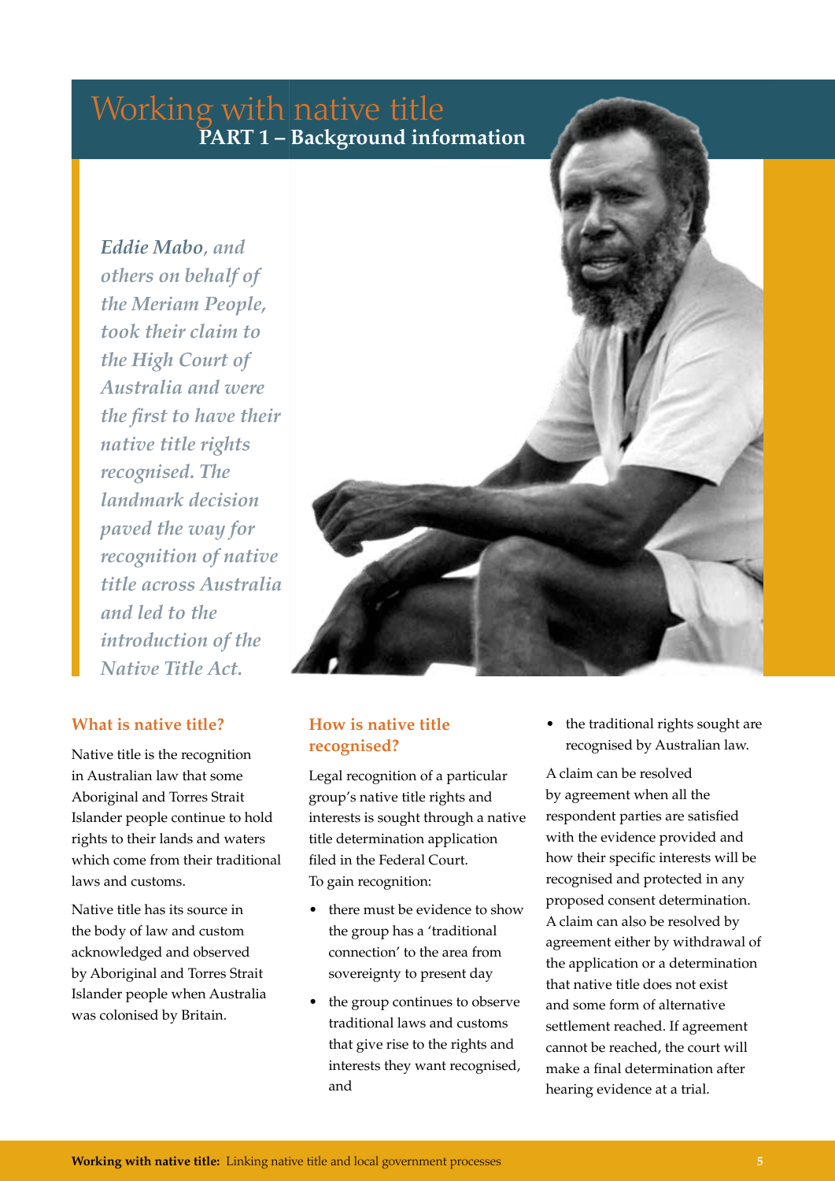# Working with native title

## PART 1 – Background information

*Eddie Mabo, and others on behalf of the Meriam People, took their claim to the High Court of Australia and were the first to have their native title rights recognised. The landmark decision paved the way for recognition of native title across Australia and led to the introduction of the Native Title Act.*

### What is native title?

Native title is the recognition in Australian law that some Aboriginal and Torres Strait Islander people continue to hold rights to their lands and waters which come from their traditional laws and customs.

Native title has its source in the body of law and custom acknowledged and observed by Aboriginal and Torres Strait Islander people when Australia was colonised by Britain.

### How is native title recognised?

Legal recognition of a particular group's native title rights and interests is sought through a native title determination application filed in the Federal Court. To gain recognition:

- there must be evidence to show the group has a 'traditional connection' to the area from sovereignty to present day
- the group continues to observe traditional laws and customs that give rise to the rights and interests they want recognised, and
- the traditional rights sought are recognised by Australian law.

A claim can be resolved by agreement when all the respondent parties are satisfied with the evidence provided and how their specific interests will be recognised and protected in any proposed consent determination. A claim can also be resolved by agreement either by withdrawal of the application or a determination that native title does not exist and some form of alternative settlement reached. If agreement cannot be reached, the court will make a final determination after hearing evidence at a trial.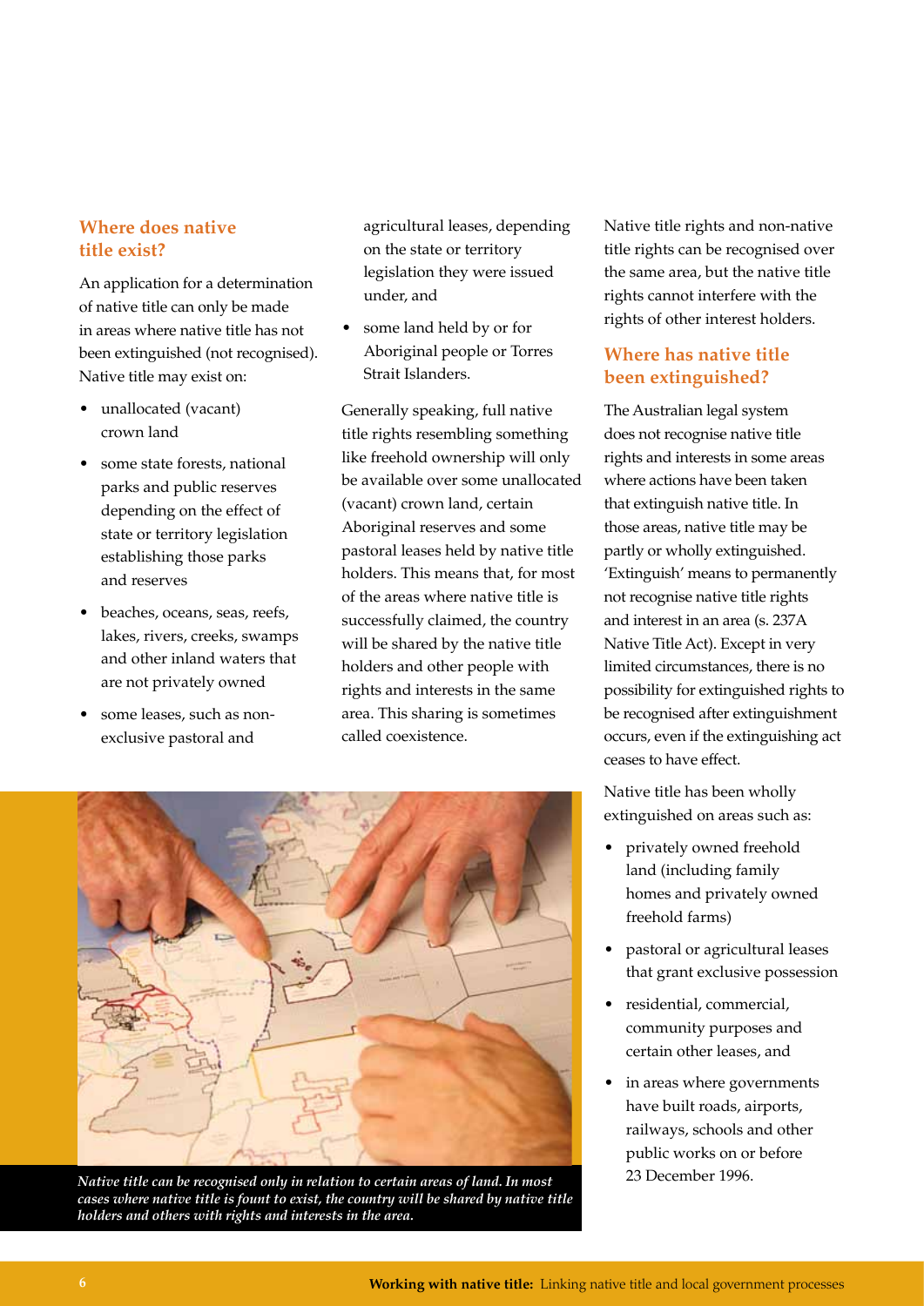## Where does native title exist?

An application for a determination of native title can only be made in areas where native title has not been extinguished (not recognised). Native title may exist on:

- unallocated (vacant) crown land
- some state forests, national parks and public reserves depending on the effect of state or territory legislation establishing those parks and reserves
- beaches, oceans, seas, reefs, lakes, rivers, creeks, swamps and other inland waters that are not privately owned
- some leases, such as non-exclusive pastoral and agricultural leases, depending on the state or territory legislation they were issued under, and
- some land held by or for Aboriginal people or Torres Strait Islanders.

Generally speaking, full native title rights resembling something like freehold ownership will only be available over some unallocated (vacant) crown land, certain Aboriginal reserves and some pastoral leases held by native title holders. This means that, for most of the areas where native title is successfully claimed, the country will be shared by the native title holders and other people with rights and interests in the same area. This sharing is sometimes called coexistence.

Native title rights and non-native title rights can be recognised over the same area, but the native title rights cannot interfere with the rights of other interest holders.

*Native title can be recognised only in relation to certain areas of land. In most cases where native title is fount to exist, the country will be shared by native title holders and others with rights and interests in the area.*

## Where has native title been extinguished?

The Australian legal system does not recognise native title rights and interests in some areas where actions have been taken that extinguish native title. In those areas, native title may be partly or wholly extinguished. 'Extinguish' means to permanently not recognise native title rights and interest in an area (s. 237A Native Title Act). Except in very limited circumstances, there is no possibility for extinguished rights to be recognised after extinguishment occurs, even if the extinguishing act ceases to have effect.

Native title has been wholly extinguished on areas such as:

- privately owned freehold land (including family homes and privately owned freehold farms)
- pastoral or agricultural leases that grant exclusive possession
- residential, commercial, community purposes and certain other leases, and
- in areas where governments have built roads, airports, railways, schools and other public works on or before 23 December 1996.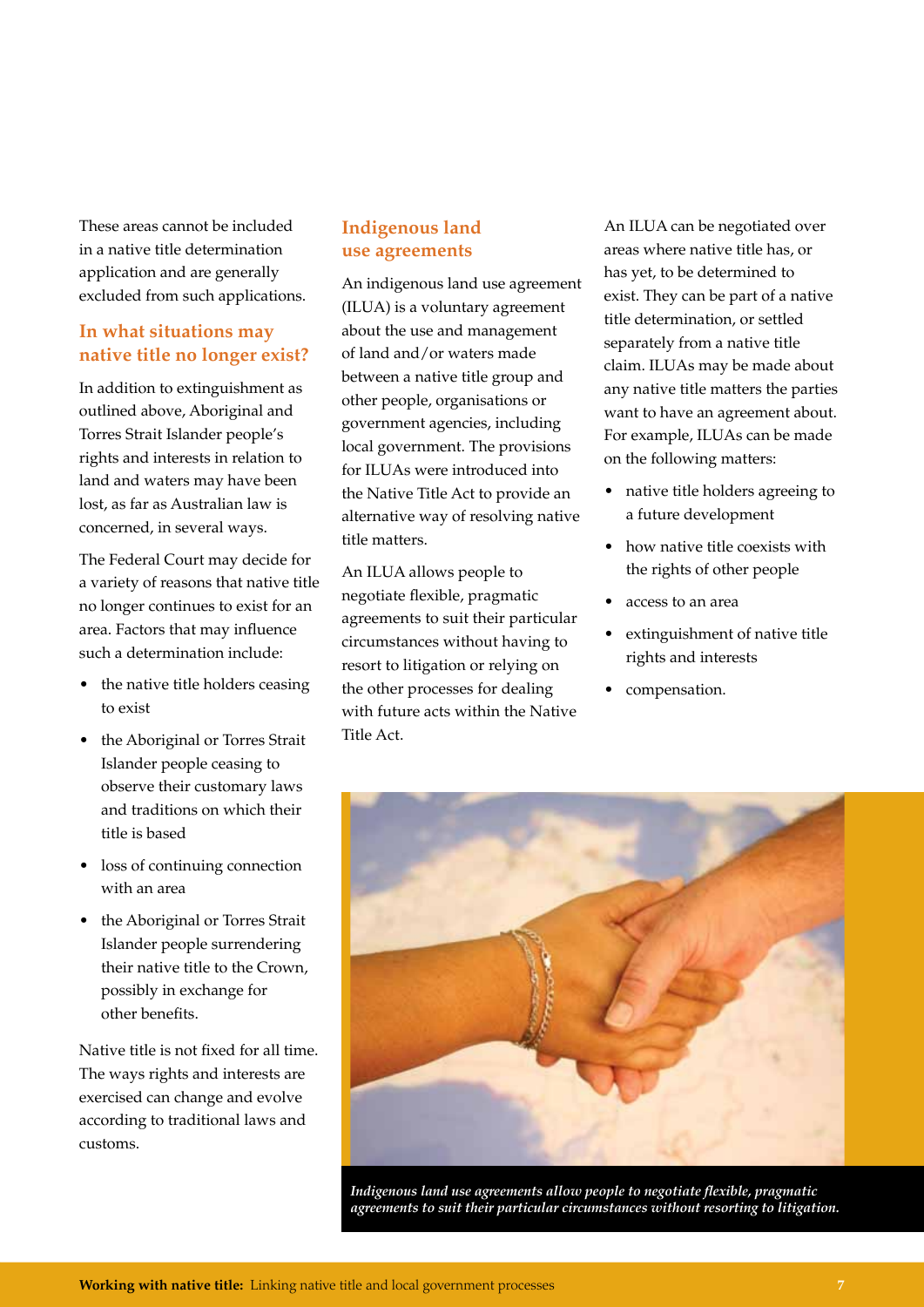These areas cannot be included in a native title determination application and are generally excluded from such applications.

## In what situations may native title no longer exist?

In addition to extinguishment as outlined above, Aboriginal and Torres Strait Islander people's rights and interests in relation to land and waters may have been lost, as far as Australian law is concerned, in several ways.

The Federal Court may decide for a variety of reasons that native title no longer continues to exist for an area. Factors that may influence such a determination include:

- the native title holders ceasing to exist
- the Aboriginal or Torres Strait Islander people ceasing to observe their customary laws and traditions on which their title is based
- loss of continuing connection with an area
- the Aboriginal or Torres Strait Islander people surrendering their native title to the Crown, possibly in exchange for other benefits.

Native title is not fixed for all time. The ways rights and interests are exercised can change and evolve according to traditional laws and customs.

## Indigenous land use agreements

An indigenous land use agreement (ILUA) is a voluntary agreement about the use and management of land and/or waters made between a native title group and other people, organisations or government agencies, including local government. The provisions for ILUAs were introduced into the Native Title Act to provide an alternative way of resolving native title matters.

An ILUA allows people to negotiate flexible, pragmatic agreements to suit their particular circumstances without having to resort to litigation or relying on the other processes for dealing with future acts within the Native Title Act.

An ILUA can be negotiated over areas where native title has, or has yet, to be determined to exist. They can be part of a native title determination, or settled separately from a native title claim. ILUAs may be made about any native title matters the parties want to have an agreement about. For example, ILUAs can be made on the following matters:

- native title holders agreeing to a future development
- how native title coexists with the rights of other people
- access to an area
- extinguishment of native title rights and interests
- compensation.

*Indigenous land use agreements allow people to negotiate flexible, pragmatic agreements to suit their particular circumstances without resorting to litigation.*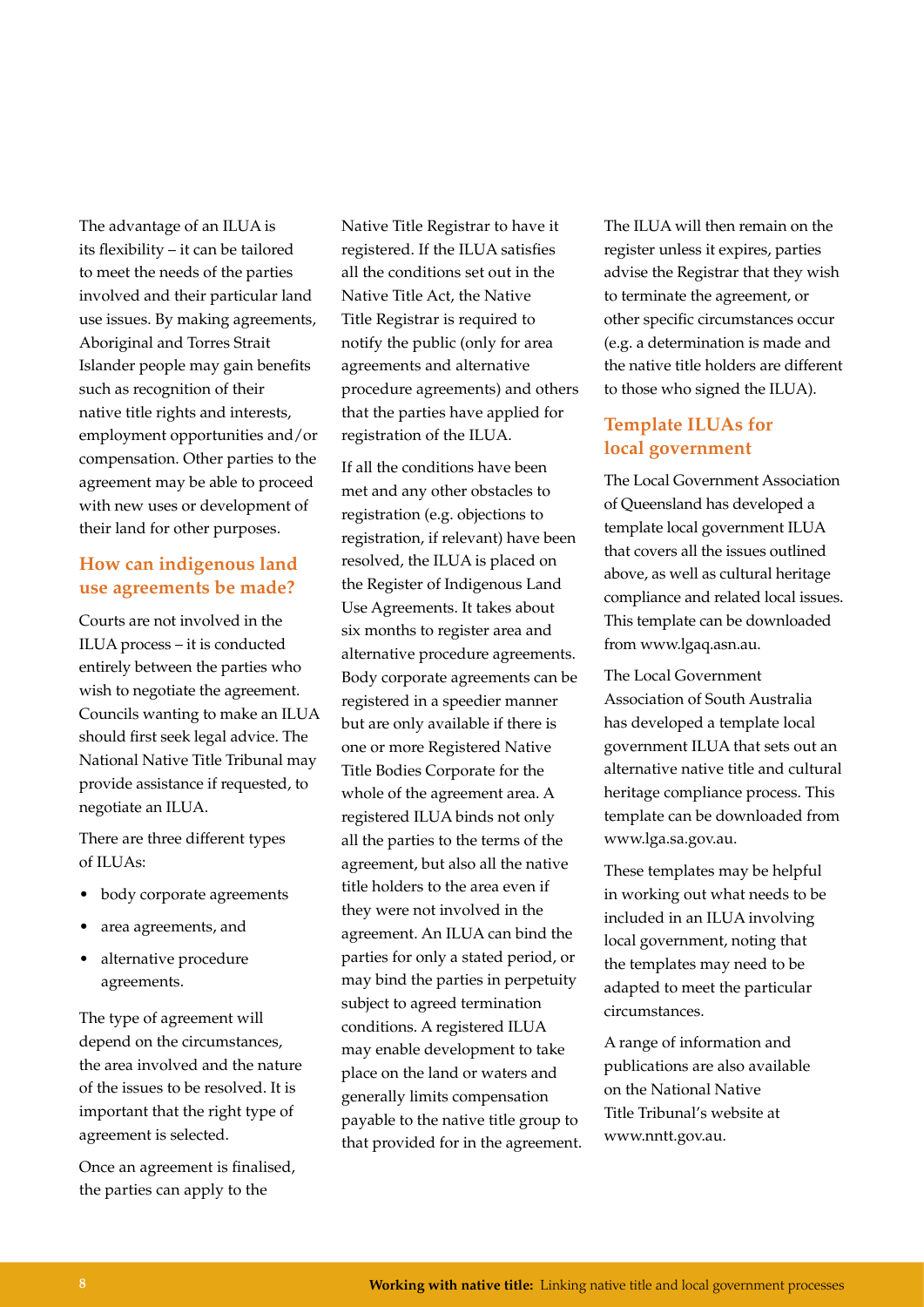The advantage of an ILUA is its flexibility – it can be tailored to meet the needs of the parties involved and their particular land use issues. By making agreements, Aboriginal and Torres Strait Islander people may gain benefits such as recognition of their native title rights and interests, employment opportunities and/or compensation. Other parties to the agreement may be able to proceed with new uses or development of their land for other purposes.

## How can indigenous land use agreements be made?

Courts are not involved in the ILUA process – it is conducted entirely between the parties who wish to negotiate the agreement. Councils wanting to make an ILUA should first seek legal advice. The National Native Title Tribunal may provide assistance if requested, to negotiate an ILUA.

There are three different types of ILUAs:

- body corporate agreements
- area agreements, and
- alternative procedure agreements.

The type of agreement will depend on the circumstances, the area involved and the nature of the issues to be resolved. It is important that the right type of agreement is selected.

Once an agreement is finalised, the parties can apply to the Native Title Registrar to have it registered. If the ILUA satisfies all the conditions set out in the Native Title Act, the Native Title Registrar is required to notify the public (only for area agreements and alternative procedure agreements) and others that the parties have applied for registration of the ILUA.

If all the conditions have been met and any other obstacles to registration (e.g. objections to registration, if relevant) have been resolved, the ILUA is placed on the Register of Indigenous Land Use Agreements. It takes about six months to register area and alternative procedure agreements. Body corporate agreements can be registered in a speedier manner but are only available if there is one or more Registered Native Title Bodies Corporate for the whole of the agreement area. A registered ILUA binds not only all the parties to the terms of the agreement, but also all the native title holders to the area even if they were not involved in the agreement. An ILUA can bind the parties for only a stated period, or may bind the parties in perpetuity subject to agreed termination conditions. A registered ILUA may enable development to take place on the land or waters and generally limits compensation payable to the native title group to that provided for in the agreement.

The ILUA will then remain on the register unless it expires, parties advise the Registrar that they wish to terminate the agreement, or other specific circumstances occur (e.g. a determination is made and the native title holders are different to those who signed the ILUA).

## Template ILUAs for local government

The Local Government Association of Queensland has developed a template local government ILUA that covers all the issues outlined above, as well as cultural heritage compliance and related local issues. This template can be downloaded from www.lgaq.asn.au.

The Local Government Association of South Australia has developed a template local government ILUA that sets out an alternative native title and cultural heritage compliance process. This template can be downloaded from www.lga.sa.gov.au.

These templates may be helpful in working out what needs to be included in an ILUA involving local government, noting that the templates may need to be adapted to meet the particular circumstances.

A range of information and publications are also available on the National Native Title Tribunal's website at www.nntt.gov.au.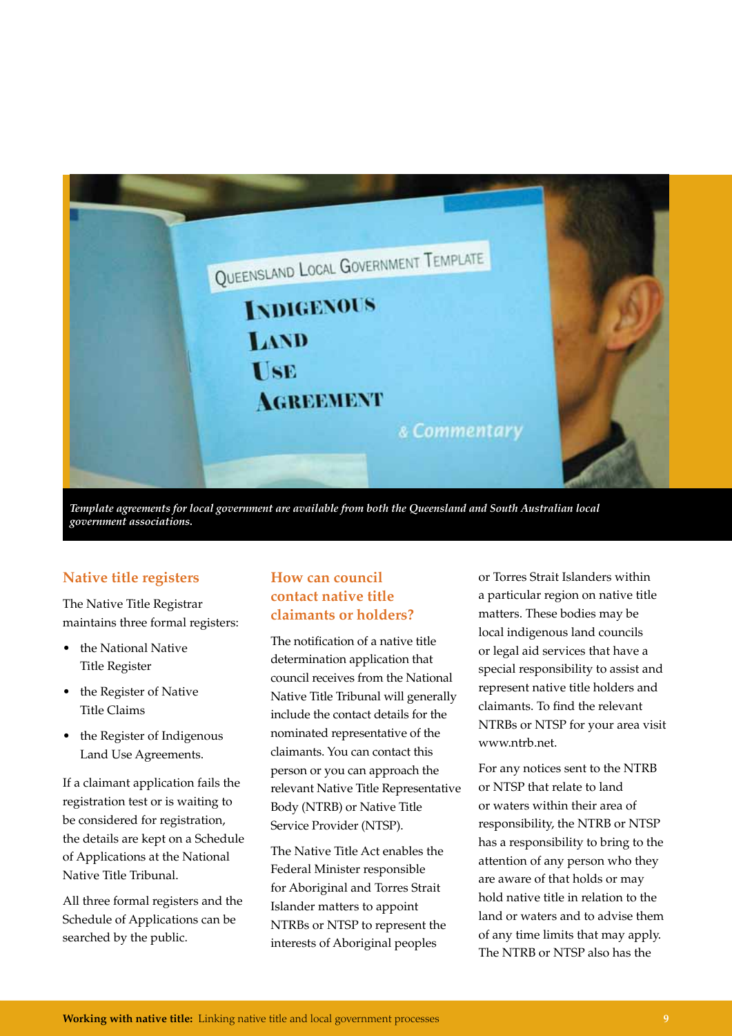*Template agreements for local government are available from both the Queensland and South Australian local government associations.*

## Native title registers

The Native Title Registrar maintains three formal registers:

- the National Native Title Register
- the Register of Native Title Claims
- the Register of Indigenous Land Use Agreements.

If a claimant application fails the registration test or is waiting to be considered for registration, the details are kept on a Schedule of Applications at the National Native Title Tribunal.

All three formal registers and the Schedule of Applications can be searched by the public.

## How can council contact native title claimants or holders?

The notification of a native title determination application that council receives from the National Native Title Tribunal will generally include the contact details for the nominated representative of the claimants. You can contact this person or you can approach the relevant Native Title Representative Body (NTRB) or Native Title Service Provider (NTSP).

The Native Title Act enables the Federal Minister responsible for Aboriginal and Torres Strait Islander matters to appoint NTRBs or NTSP to represent the interests of Aboriginal peoples or Torres Strait Islanders within a particular region on native title matters. These bodies may be local indigenous land councils or legal aid services that have a special responsibility to assist and represent native title holders and claimants. To find the relevant NTRBs or NTSP for your area visit www.ntrb.net.

For any notices sent to the NTRB or NTSP that relate to land or waters within their area of responsibility, the NTRB or NTSP has a responsibility to bring to the attention of any person who they are aware of that holds or may hold native title in relation to the land or waters and to advise them of any time limits that may apply. The NTRB or NTSP also has the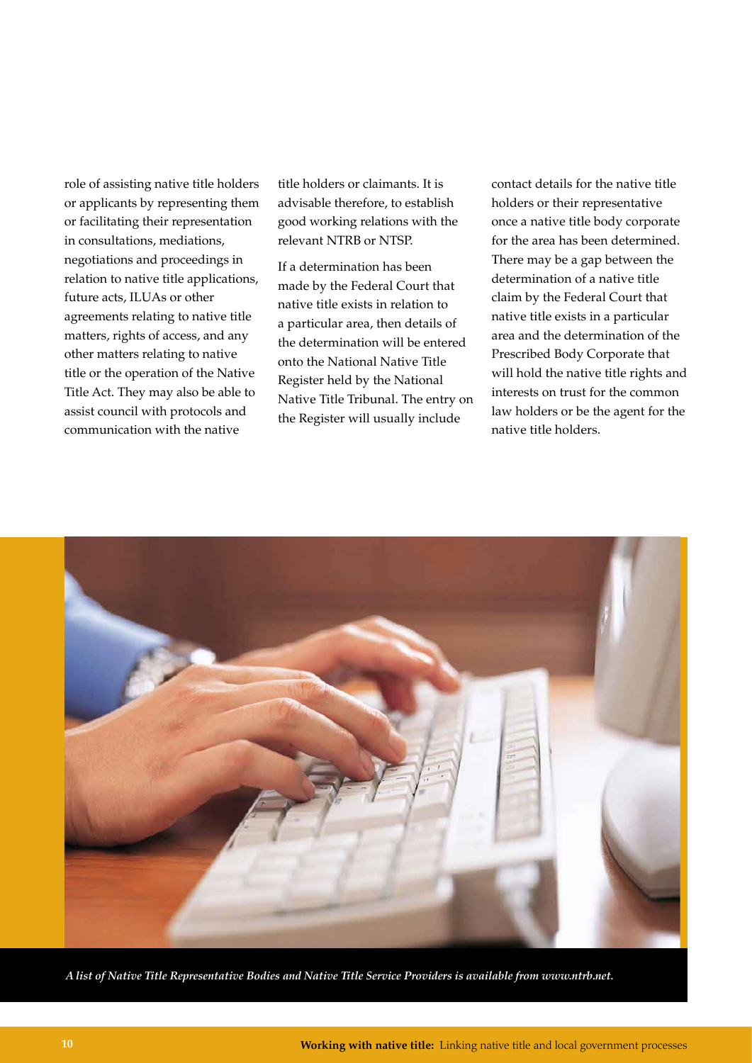role of assisting native title holders or applicants by representing them or facilitating their representation in consultations, mediations, negotiations and proceedings in relation to native title applications, future acts, ILUAs or other agreements relating to native title matters, rights of access, and any other matters relating to native title or the operation of the Native Title Act. They may also be able to assist council with protocols and communication with the native title holders or claimants. It is advisable therefore, to establish good working relations with the relevant NTRB or NTSP.

If a determination has been made by the Federal Court that native title exists in relation to a particular area, then details of the determination will be entered onto the National Native Title Register held by the National Native Title Tribunal. The entry on the Register will usually include contact details for the native title holders or their representative once a native title body corporate for the area has been determined. There may be a gap between the determination of a native title claim by the Federal Court that native title exists in a particular area and the determination of the Prescribed Body Corporate that will hold the native title rights and interests on trust for the common law holders or be the agent for the native title holders.

***A list of Native Title Representative Bodies and Native Title Service Providers is available from www.ntrb.net.***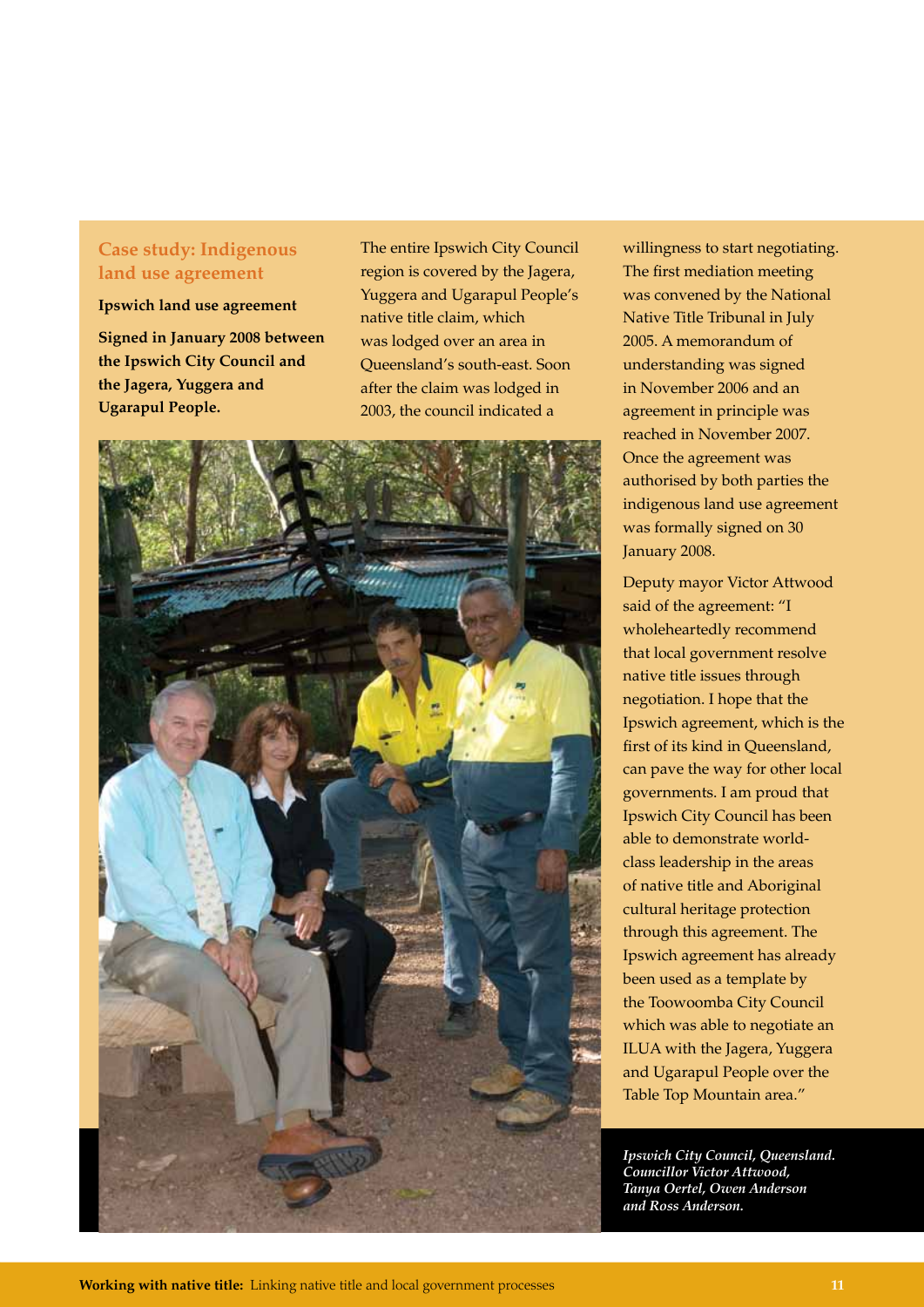## Case study: Indigenous land use agreement

**Ipswich land use agreement**

**Signed in January 2008 between the Ipswich City Council and the Jagera, Yuggera and Ugarapul People.**

The entire Ipswich City Council region is covered by the Jagera, Yuggera and Ugarapul People's native title claim, which was lodged over an area in Queensland's south-east. Soon after the claim was lodged in 2003, the council indicated a willingness to start negotiating. The first mediation meeting was convened by the National Native Title Tribunal in July 2005. A memorandum of understanding was signed in November 2006 and an agreement in principle was reached in November 2007. Once the agreement was authorised by both parties the indigenous land use agreement was formally signed on 30 January 2008.

Deputy mayor Victor Attwood said of the agreement: "I wholeheartedly recommend that local government resolve native title issues through negotiation. I hope that the Ipswich agreement, which is the first of its kind in Queensland, can pave the way for other local governments. I am proud that Ipswich City Council has been able to demonstrate world-class leadership in the areas of native title and Aboriginal cultural heritage protection through this agreement. The Ipswich agreement has already been used as a template by the Toowoomba City Council which was able to negotiate an ILUA with the Jagera, Yuggera and Ugarapul People over the Table Top Mountain area."

*Ipswich City Council, Queensland. Councillor Victor Attwood, Tanya Oertel, Owen Anderson and Ross Anderson.*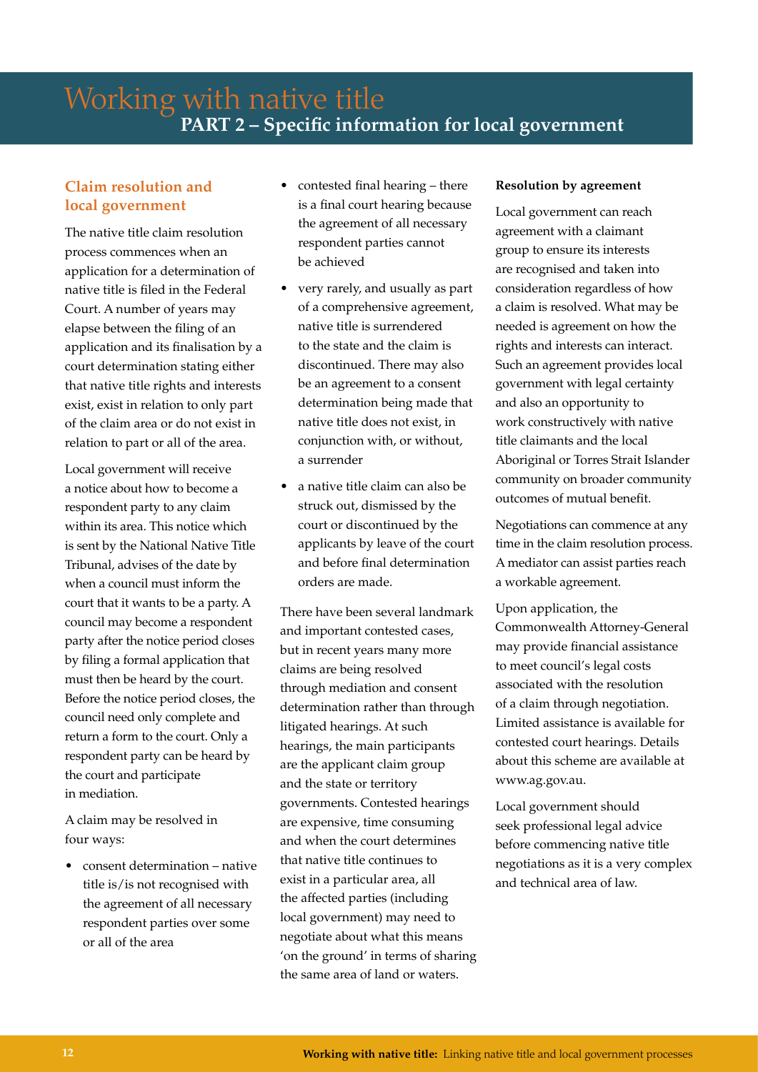# Working with native title

## PART 2 – Specific information for local government

### Claim resolution and local government

The native title claim resolution process commences when an application for a determination of native title is filed in the Federal Court. A number of years may elapse between the filing of an application and its finalisation by a court determination stating either that native title rights and interests exist, exist in relation to only part of the claim area or do not exist in relation to part or all of the area.

Local government will receive a notice about how to become a respondent party to any claim within its area. This notice which is sent by the National Native Title Tribunal, advises of the date by when a council must inform the court that it wants to be a party. A council may become a respondent party after the notice period closes by filing a formal application that must then be heard by the court. Before the notice period closes, the council need only complete and return a form to the court. Only a respondent party can be heard by the court and participate in mediation.

A claim may be resolved in four ways:

- consent determination – native title is/is not recognised with the agreement of all necessary respondent parties over some or all of the area
- contested final hearing – there is a final court hearing because the agreement of all necessary respondent parties cannot be achieved
- very rarely, and usually as part of a comprehensive agreement, native title is surrendered to the state and the claim is discontinued. There may also be an agreement to a consent determination being made that native title does not exist, in conjunction with, or without, a surrender
- a native title claim can also be struck out, dismissed by the court or discontinued by the applicants by leave of the court and before final determination orders are made.

There have been several landmark and important contested cases, but in recent years many more claims are being resolved through mediation and consent determination rather than through litigated hearings. At such hearings, the main participants are the applicant claim group and the state or territory governments. Contested hearings are expensive, time consuming and when the court determines that native title continues to exist in a particular area, all the affected parties (including local government) may need to negotiate about what this means 'on the ground' in terms of sharing the same area of land or waters.

#### Resolution by agreement

Local government can reach agreement with a claimant group to ensure its interests are recognised and taken into consideration regardless of how a claim is resolved. What may be needed is agreement on how the rights and interests can interact. Such an agreement provides local government with legal certainty and also an opportunity to work constructively with native title claimants and the local Aboriginal or Torres Strait Islander community on broader community outcomes of mutual benefit.

Negotiations can commence at any time in the claim resolution process. A mediator can assist parties reach a workable agreement.

Upon application, the Commonwealth Attorney-General may provide financial assistance to meet council's legal costs associated with the resolution of a claim through negotiation. Limited assistance is available for contested court hearings. Details about this scheme are available at www.ag.gov.au.

Local government should seek professional legal advice before commencing native title negotiations as it is a very complex and technical area of law.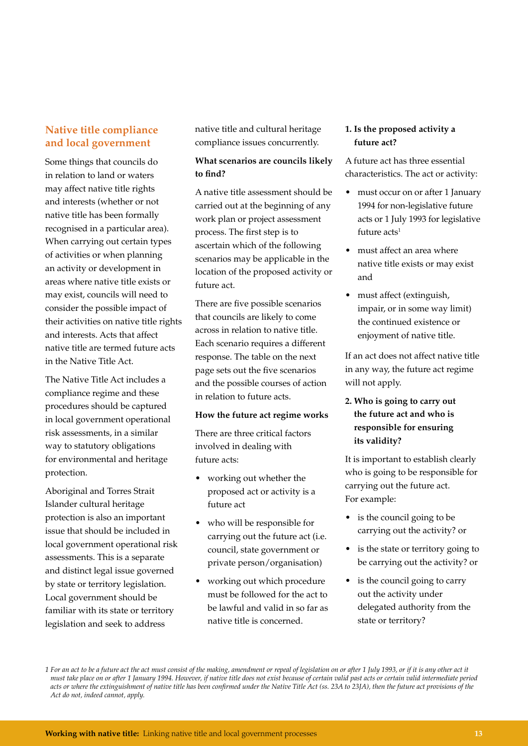## Native title compliance and local government

Some things that councils do in relation to land or waters may affect native title rights and interests (whether or not native title has been formally recognised in a particular area). When carrying out certain types of activities or when planning an activity or development in areas where native title exists or may exist, councils will need to consider the possible impact of their activities on native title rights and interests. Acts that affect native title are termed future acts in the Native Title Act.

The Native Title Act includes a compliance regime and these procedures should be captured in local government operational risk assessments, in a similar way to statutory obligations for environmental and heritage protection.

Aboriginal and Torres Strait Islander cultural heritage protection is also an important issue that should be included in local government operational risk assessments. This is a separate and distinct legal issue governed by state or territory legislation. Local government should be familiar with its state or territory legislation and seek to address native title and cultural heritage compliance issues concurrently.

### What scenarios are councils likely to find?

A native title assessment should be carried out at the beginning of any work plan or project assessment process. The first step is to ascertain which of the following scenarios may be applicable in the location of the proposed activity or future act.

There are five possible scenarios that councils are likely to come across in relation to native title. Each scenario requires a different response. The table on the next page sets out the five scenarios and the possible courses of action in relation to future acts.

### How the future act regime works

There are three critical factors involved in dealing with future acts:

- working out whether the proposed act or activity is a future act
- who will be responsible for carrying out the future act (i.e. council, state government or private person/organisation)
- working out which procedure must be followed for the act to be lawful and valid in so far as native title is concerned.

**1. Is the proposed activity a future act?**

A future act has three essential characteristics. The act or activity:

- must occur on or after 1 January 1994 for non-legislative future acts or 1 July 1993 for legislative future acts[1]
- must affect an area where native title exists or may exist and
- must affect (extinguish, impair, or in some way limit) the continued existence or enjoyment of native title.

If an act does not affect native title in any way, the future act regime will not apply.

**2. Who is going to carry out the future act and who is responsible for ensuring its validity?**

It is important to establish clearly who is going to be responsible for carrying out the future act. For example:

- is the council going to be carrying out the activity? or
- is the state or territory going to be carrying out the activity? or
- is the council going to carry out the activity under delegated authority from the state or territory?

*1 For an act to be a future act the act must consist of the making, amendment or repeal of legislation on or after 1 July 1993, or if it is any other act it must take place on or after 1 January 1994. However, if native title does not exist because of certain valid past acts or certain valid intermediate period acts or where the extinguishment of native title has been confirmed under the Native Title Act (ss. 23A to 23JA), then the future act provisions of the Act do not, indeed cannot, apply.*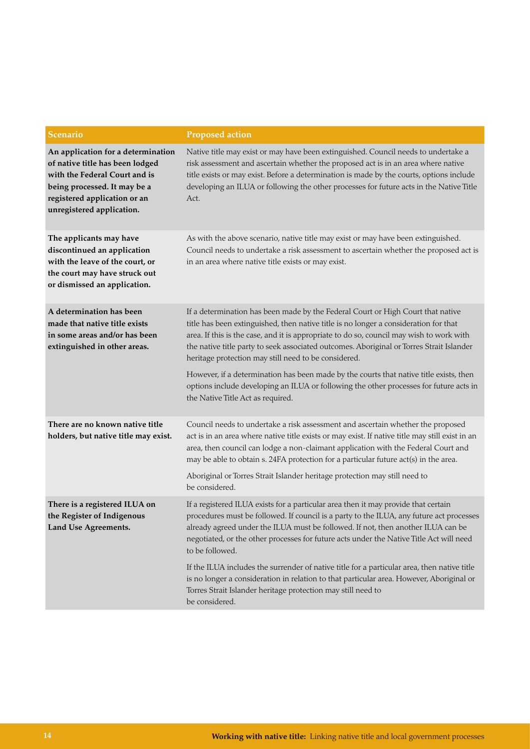| Scenario | Proposed action |
|---|---|
| **An application for a determination of native title has been lodged with the Federal Court and is being processed. It may be a registered application or an unregistered application.** | Native title may exist or may have been extinguished. Council needs to undertake a risk assessment and ascertain whether the proposed act is in an area where native title exists or may exist. Before a determination is made by the courts, options include developing an ILUA or following the other processes for future acts in the Native Title Act. |
| **The applicants may have discontinued an application with the leave of the court, or the court may have struck out or dismissed an application.** | As with the above scenario, native title may exist or may have been extinguished. Council needs to undertake a risk assessment to ascertain whether the proposed act is in an area where native title exists or may exist. |
| **A determination has been made that native title exists in some areas and/or has been extinguished in other areas.** | If a determination has been made by the Federal Court or High Court that native title has been extinguished, then native title is no longer a consideration for that area. If this is the case, and it is appropriate to do so, council may wish to work with the native title party to seek associated outcomes. Aboriginal or Torres Strait Islander heritage protection may still need to be considered.<br><br>However, if a determination has been made by the courts that native title exists, then options include developing an ILUA or following the other processes for future acts in the Native Title Act as required. |
| **There are no known native title holders, but native title may exist.** | Council needs to undertake a risk assessment and ascertain whether the proposed act is in an area where native title exists or may exist. If native title may still exist in an area, then council can lodge a non-claimant application with the Federal Court and may be able to obtain s. 24FA protection for a particular future act(s) in the area.<br><br>Aboriginal or Torres Strait Islander heritage protection may still need to be considered. |
| **There is a registered ILUA on the Register of Indigenous Land Use Agreements.** | If a registered ILUA exists for a particular area then it may provide that certain procedures must be followed. If council is a party to the ILUA, any future act processes already agreed under the ILUA must be followed. If not, then another ILUA can be negotiated, or the other processes for future acts under the Native Title Act will need to be followed.<br><br>If the ILUA includes the surrender of native title for a particular area, then native title is no longer a consideration in relation to that particular area. However, Aboriginal or Torres Strait Islander heritage protection may still need to be considered. |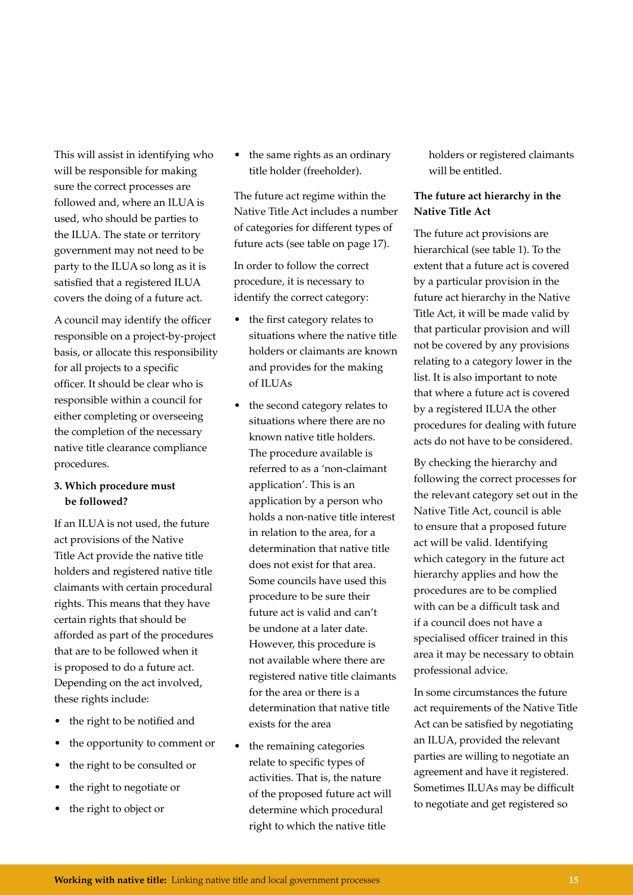This will assist in identifying who will be responsible for making sure the correct processes are followed and, where an ILUA is used, who should be parties to the ILUA. The state or territory government may not need to be party to the ILUA so long as it is satisfied that a registered ILUA covers the doing of a future act.

A council may identify the officer responsible on a project-by-project basis, or allocate this responsibility for all projects to a specific officer. It should be clear who is responsible within a council for either completing or overseeing the completion of the necessary native title clearance compliance procedures.

### 3. Which procedure must be followed?

If an ILUA is not used, the future act provisions of the Native Title Act provide the native title holders and registered native title claimants with certain procedural rights. This means that they have certain rights that should be afforded as part of the procedures that are to be followed when it is proposed to do a future act. Depending on the act involved, these rights include:

- the right to be notified and
- the opportunity to comment or
- the right to be consulted or
- the right to negotiate or
- the right to object or
- the same rights as an ordinary title holder (freeholder).

The future act regime within the Native Title Act includes a number of categories for different types of future acts (see table on page 17).

In order to follow the correct procedure, it is necessary to identify the correct category:

- the first category relates to situations where the native title holders or claimants are known and provides for the making of ILUAs
- the second category relates to situations where there are no known native title holders. The procedure available is referred to as a 'non-claimant application'. This is an application by a person who holds a non-native title interest in relation to the area, for a determination that native title does not exist for that area. Some councils have used this procedure to be sure their future act is valid and can't be undone at a later date. However, this procedure is not available where there are registered native title claimants for the area or there is a determination that native title exists for the area
- the remaining categories relate to specific types of activities. That is, the nature of the proposed future act will determine which procedural right to which the native title holders or registered claimants will be entitled.

#### The future act hierarchy in the Native Title Act

The future act provisions are hierarchical (see table 1). To the extent that a future act is covered by a particular provision in the future act hierarchy in the Native Title Act, it will be made valid by that particular provision and will not be covered by any provisions relating to a category lower in the list. It is also important to note that where a future act is covered by a registered ILUA the other procedures for dealing with future acts do not have to be considered.

By checking the hierarchy and following the correct processes for the relevant category set out in the Native Title Act, council is able to ensure that a proposed future act will be valid. Identifying which category in the future act hierarchy applies and how the procedures are to be complied with can be a difficult task and if a council does not have a specialised officer trained in this area it may be necessary to obtain professional advice.

In some circumstances the future act requirements of the Native Title Act can be satisfied by negotiating an ILUA, provided the relevant parties are willing to negotiate an agreement and have it registered. Sometimes ILUAs may be difficult to negotiate and get registered so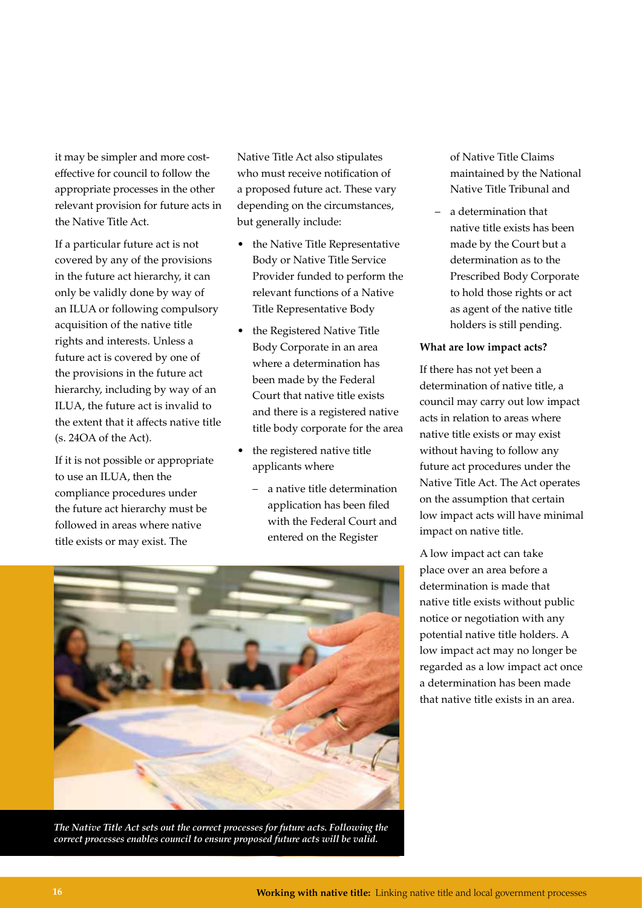it may be simpler and more cost-effective for council to follow the appropriate processes in the other relevant provision for future acts in the Native Title Act.

If a particular future act is not covered by any of the provisions in the future act hierarchy, it can only be validly done by way of an ILUA or following compulsory acquisition of the native title rights and interests. Unless a future act is covered by one of the provisions in the future act hierarchy, including by way of an ILUA, the future act is invalid to the extent that it affects native title (s. 24OA of the Act).

If it is not possible or appropriate to use an ILUA, then the compliance procedures under the future act hierarchy must be followed in areas where native title exists or may exist. The Native Title Act also stipulates who must receive notification of a proposed future act. These vary depending on the circumstances, but generally include:

- the Native Title Representative Body or Native Title Service Provider funded to perform the relevant functions of a Native Title Representative Body
- the Registered Native Title Body Corporate in an area where a determination has been made by the Federal Court that native title exists and there is a registered native title body corporate for the area
- the registered native title applicants where
  - a native title determination application has been filed with the Federal Court and entered on the Register of Native Title Claims maintained by the National Native Title Tribunal and
  - a determination that native title exists has been made by the Court but a determination as to the Prescribed Body Corporate to hold those rights or act as agent of the native title holders is still pending.

*The Native Title Act sets out the correct processes for future acts. Following the correct processes enables council to ensure proposed future acts will be valid.*

**What are low impact acts?**

If there has not yet been a determination of native title, a council may carry out low impact acts in relation to areas where native title exists or may exist without having to follow any future act procedures under the Native Title Act. The Act operates on the assumption that certain low impact acts will have minimal impact on native title.

A low impact act can take place over an area before a determination is made that native title exists without public notice or negotiation with any potential native title holders. A low impact act may no longer be regarded as a low impact act once a determination has been made that native title exists in an area.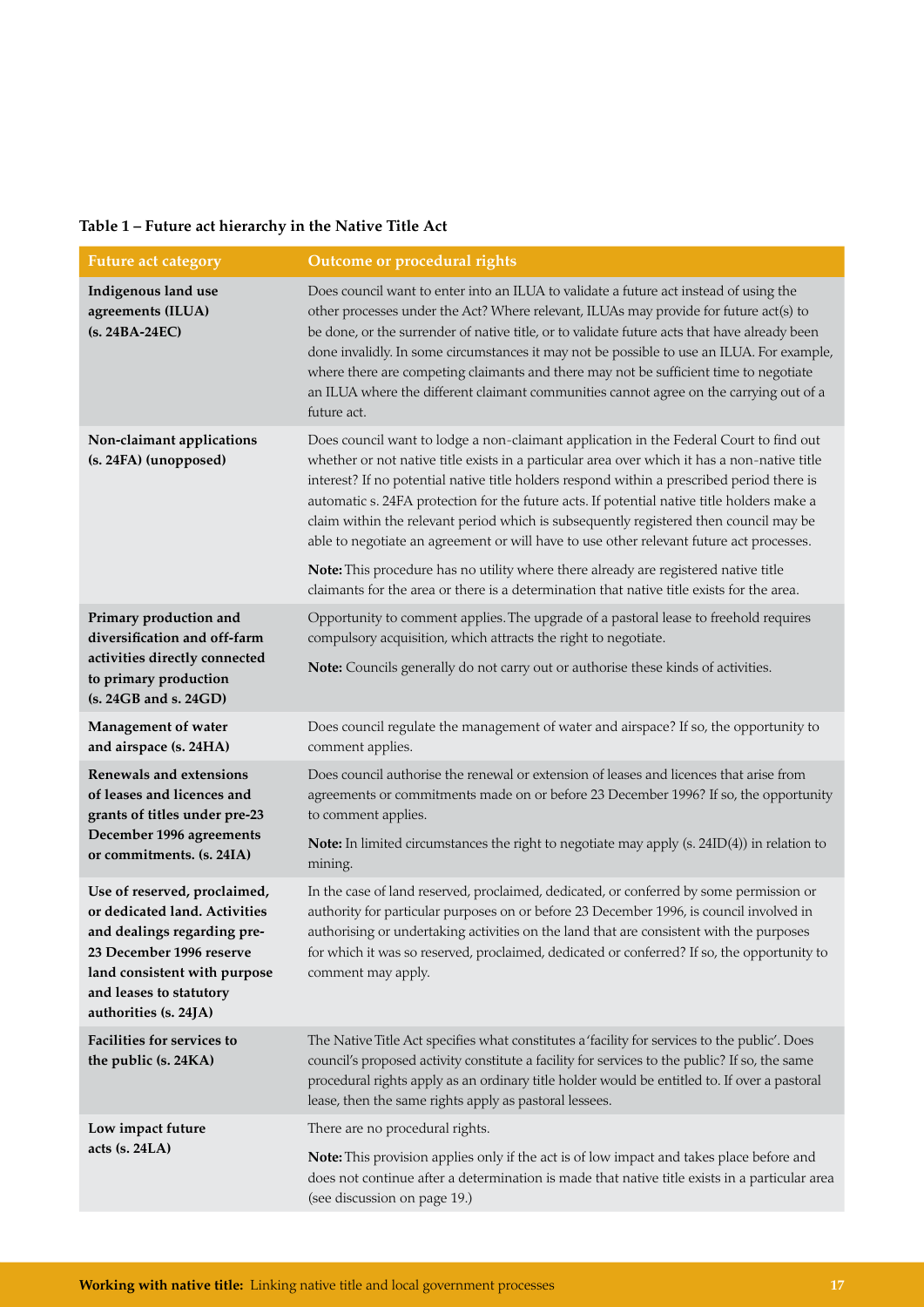**Table 1 – Future act hierarchy in the Native Title Act**

| Future act category | Outcome or procedural rights |
|---|---|
| **Indigenous land use agreements (ILUA) (s. 24BA-24EC)** | Does council want to enter into an ILUA to validate a future act instead of using the other processes under the Act? Where relevant, ILUAs may provide for future act(s) to be done, or the surrender of native title, or to validate future acts that have already been done invalidly. In some circumstances it may not be possible to use an ILUA. For example, where there are competing claimants and there may not be sufficient time to negotiate an ILUA where the different claimant communities cannot agree on the carrying out of a future act. |
| **Non-claimant applications (s. 24FA) (unopposed)** | Does council want to lodge a non-claimant application in the Federal Court to find out whether or not native title exists in a particular area over which it has a non-native title interest? If no potential native title holders respond within a prescribed period there is automatic s. 24FA protection for the future acts. If potential native title holders make a claim within the relevant period which is subsequently registered then council may be able to negotiate an agreement or will have to use other relevant future act processes.<br><br>**Note:** This procedure has no utility where there already are registered native title claimants for the area or there is a determination that native title exists for the area. |
| **Primary production and diversification and off-farm activities directly connected to primary production (s. 24GB and s. 24GD)** | Opportunity to comment applies. The upgrade of a pastoral lease to freehold requires compulsory acquisition, which attracts the right to negotiate.<br><br>**Note:** Councils generally do not carry out or authorise these kinds of activities. |
| **Management of water and airspace (s. 24HA)** | Does council regulate the management of water and airspace? If so, the opportunity to comment applies. |
| **Renewals and extensions of leases and licences and grants of titles under pre-23 December 1996 agreements or commitments. (s. 24IA)** | Does council authorise the renewal or extension of leases and licences that arise from agreements or commitments made on or before 23 December 1996? If so, the opportunity to comment applies.<br><br>**Note:** In limited circumstances the right to negotiate may apply (s. 24ID(4)) in relation to mining. |
| **Use of reserved, proclaimed, or dedicated land. Activities and dealings regarding pre-23 December 1996 reserve land consistent with purpose and leases to statutory authorities (s. 24JA)** | In the case of land reserved, proclaimed, dedicated, or conferred by some permission or authority for particular purposes on or before 23 December 1996, is council involved in authorising or undertaking activities on the land that are consistent with the purposes for which it was so reserved, proclaimed, dedicated or conferred? If so, the opportunity to comment may apply. |
| **Facilities for services to the public (s. 24KA)** | The Native Title Act specifies what constitutes a 'facility for services to the public'. Does council's proposed activity constitute a facility for services to the public? If so, the same procedural rights apply as an ordinary title holder would be entitled to. If over a pastoral lease, then the same rights apply as pastoral lessees. |
| **Low impact future acts (s. 24LA)** | There are no procedural rights.<br><br>**Note:** This provision applies only if the act is of low impact and takes place before and does not continue after a determination is made that native title exists in a particular area (see discussion on page 19.) |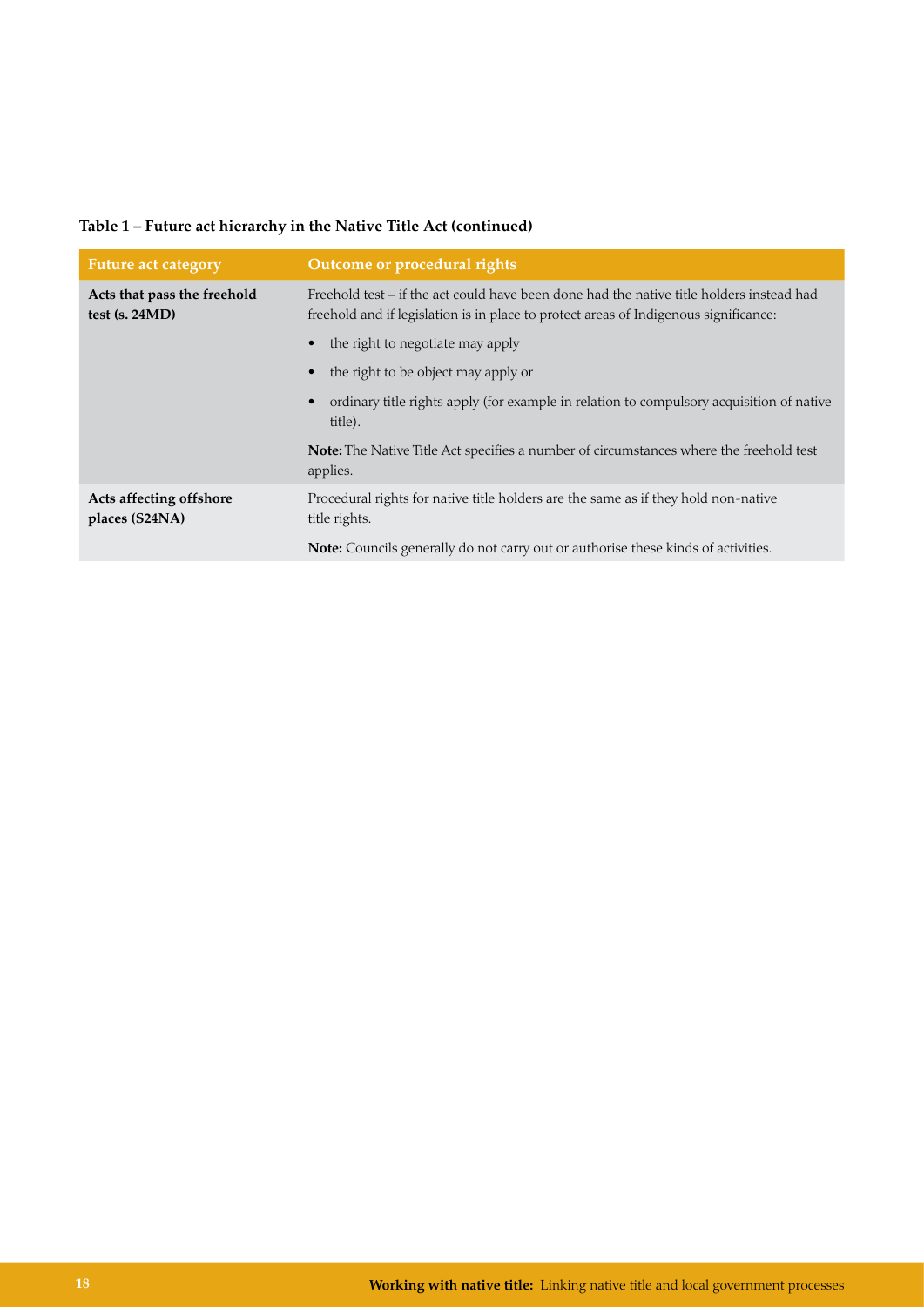**Table 1 – Future act hierarchy in the Native Title Act (continued)**

| Future act category | Outcome or procedural rights |
|---|---|
| **Acts that pass the freehold test (s. 24MD)** | Freehold test – if the act could have been done had the native title holders instead had freehold and if legislation is in place to protect areas of Indigenous significance:<br>• the right to negotiate may apply<br>• the right to be object may apply or<br>• ordinary title rights apply (for example in relation to compulsory acquisition of native title).<br>**Note:** The Native Title Act specifies a number of circumstances where the freehold test applies. |
| **Acts affecting offshore places (S24NA)** | Procedural rights for native title holders are the same as if they hold non-native title rights.<br>**Note:** Councils generally do not carry out or authorise these kinds of activities. |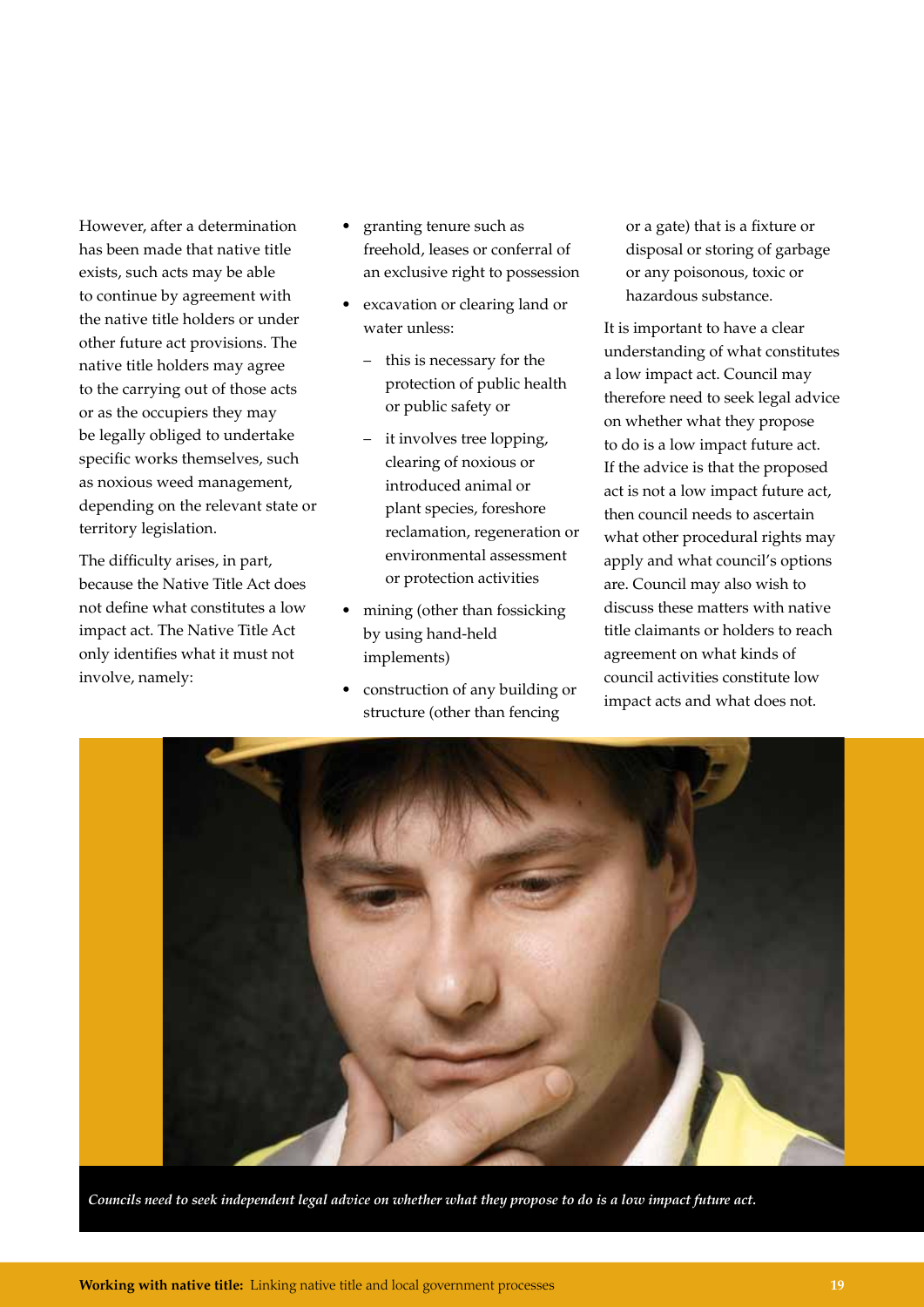However, after a determination has been made that native title exists, such acts may be able to continue by agreement with the native title holders or under other future act provisions. The native title holders may agree to the carrying out of those acts or as the occupiers they may be legally obliged to undertake specific works themselves, such as noxious weed management, depending on the relevant state or territory legislation.

The difficulty arises, in part, because the Native Title Act does not define what constitutes a low impact act. The Native Title Act only identifies what it must not involve, namely:

- granting tenure such as freehold, leases or conferral of an exclusive right to possession
- excavation or clearing land or water unless:
  - this is necessary for the protection of public health or public safety or
  - it involves tree lopping, clearing of noxious or introduced animal or plant species, foreshore reclamation, regeneration or environmental assessment or protection activities
- mining (other than fossicking by using hand-held implements)
- construction of any building or structure (other than fencing or a gate) that is a fixture or disposal or storing of garbage or any poisonous, toxic or hazardous substance.

It is important to have a clear understanding of what constitutes a low impact act. Council may therefore need to seek legal advice on whether what they propose to do is a low impact future act. If the advice is that the proposed act is not a low impact future act, then council needs to ascertain what other procedural rights may apply and what council's options are. Council may also wish to discuss these matters with native title claimants or holders to reach agreement on what kinds of council activities constitute low impact acts and what does not.

*Councils need to seek independent legal advice on whether what they propose to do is a low impact future act.*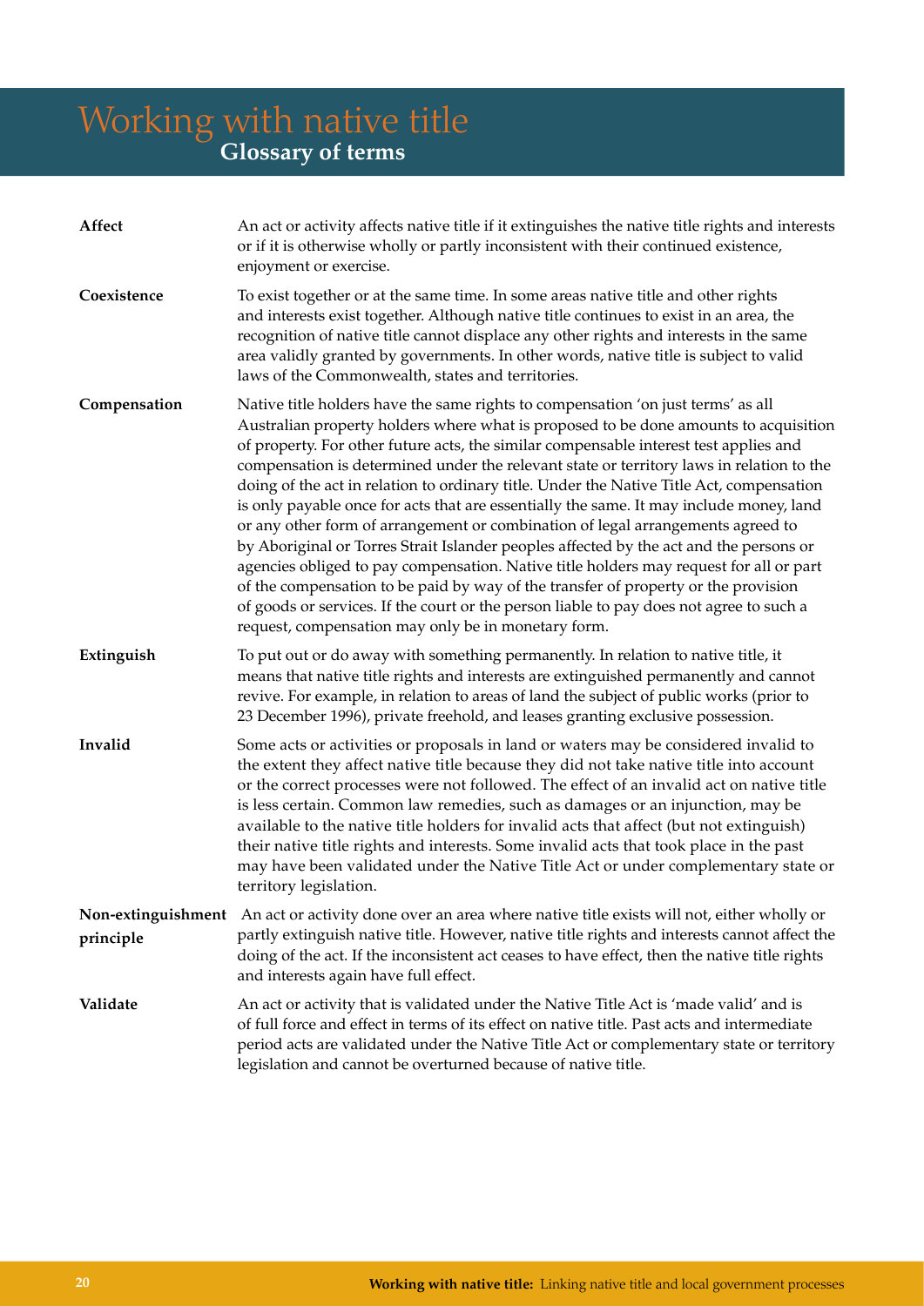# Working with native title

## Glossary of terms

**Affect**

An act or activity affects native title if it extinguishes the native title rights and interests or if it is otherwise wholly or partly inconsistent with their continued existence, enjoyment or exercise.

**Coexistence**

To exist together or at the same time. In some areas native title and other rights and interests exist together. Although native title continues to exist in an area, the recognition of native title cannot displace any other rights and interests in the same area validly granted by governments. In other words, native title is subject to valid laws of the Commonwealth, states and territories.

**Compensation**

Native title holders have the same rights to compensation 'on just terms' as all Australian property holders where what is proposed to be done amounts to acquisition of property. For other future acts, the similar compensable interest test applies and compensation is determined under the relevant state or territory laws in relation to the doing of the act in relation to ordinary title. Under the Native Title Act, compensation is only payable once for acts that are essentially the same. It may include money, land or any other form of arrangement or combination of legal arrangements agreed to by Aboriginal or Torres Strait Islander peoples affected by the act and the persons or agencies obliged to pay compensation. Native title holders may request for all or part of the compensation to be paid by way of the transfer of property or the provision of goods or services. If the court or the person liable to pay does not agree to such a request, compensation may only be in monetary form.

**Extinguish**

To put out or do away with something permanently. In relation to native title, it means that native title rights and interests are extinguished permanently and cannot revive. For example, in relation to areas of land the subject of public works (prior to 23 December 1996), private freehold, and leases granting exclusive possession.

**Invalid**

Some acts or activities or proposals in land or waters may be considered invalid to the extent they affect native title because they did not take native title into account or the correct processes were not followed. The effect of an invalid act on native title is less certain. Common law remedies, such as damages or an injunction, may be available to the native title holders for invalid acts that affect (but not extinguish) their native title rights and interests. Some invalid acts that took place in the past may have been validated under the Native Title Act or under complementary state or territory legislation.

**Non-extinguishment principle**

An act or activity done over an area where native title exists will not, either wholly or partly extinguish native title. However, native title rights and interests cannot affect the doing of the act. If the inconsistent act ceases to have effect, then the native title rights and interests again have full effect.

**Validate**

An act or activity that is validated under the Native Title Act is 'made valid' and is of full force and effect in terms of its effect on native title. Past acts and intermediate period acts are validated under the Native Title Act or complementary state or territory legislation and cannot be overturned because of native title.